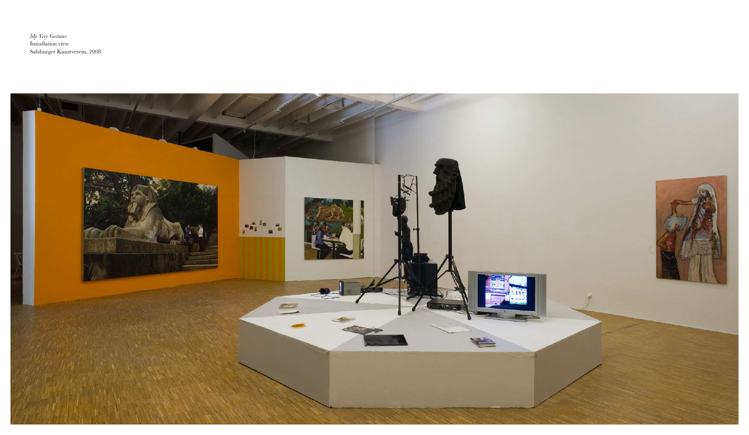*My Very Gestures*
Installation view
Salzburger Kunstverein, 2008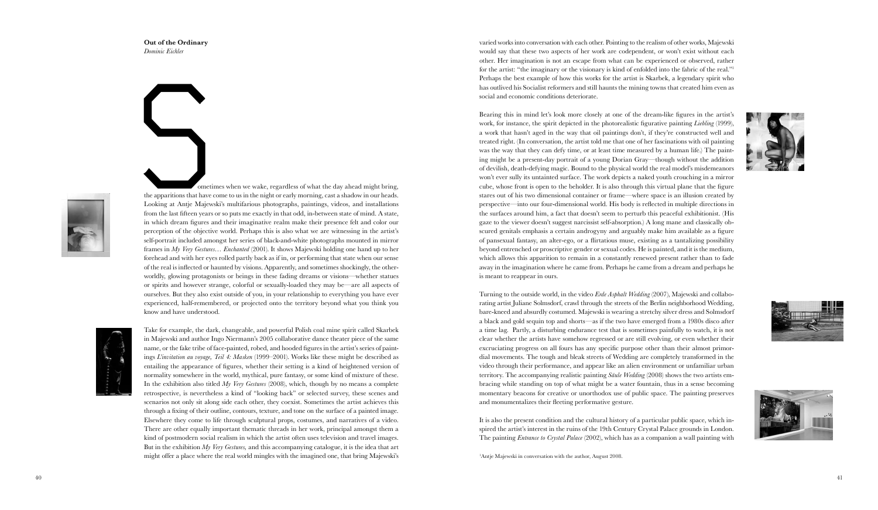**Out of the Ordinary**
*Dominic Eichler*

Sometimes when we wake, regardless of what the day ahead might bring, the apparitions that have come to us in the night or early morning, cast a shadow in our heads. Looking at Antje Majewski's multifarious photographs, paintings, videos, and installations from the last fifteen years or so puts me exactly in that odd, in-between state of mind. A state, in which dream figures and their imaginative realm make their presence felt and color our perception of the objective world. Perhaps this is also what we are witnessing in the artist's self-portrait included amongst her series of black-and-white photographs mounted in mirror frames in *My Very Gestures… Enchanted* (2001). It shows Majewski holding one hand up to her forehead and with her eyes rolled partly back as if in, or performing that state when our sense of the real is inflected or haunted by visions. Apparently, and sometimes shockingly, the other-worldly, glowing protagonists or beings in these fading dreams or visions—whether statues or spirits and however strange, colorful or sexually-loaded they may be—are all aspects of ourselves. But they also exist outside of you, in your relationship to everything you have ever experienced, half-remembered, or projected onto the territory beyond what you think you know and have understood.

Take for example, the dark, changeable, and powerful Polish coal mine spirit called Skarbek in Majewski and author Ingo Niermann's 2005 collaborative dance theater piece of the same name, or the fake tribe of face-painted, robed, and hooded figures in the artist's series of paintings *L'invitation au voyage, Teil 4: Masken* (1999–2001). Works like these might be described as entailing the appearance of figures, whether their setting is a kind of heightened version of normality somewhere in the world, mythical, pure fantasy, or some kind of mixture of these. In the exhibition also titled *My Very Gestures* (2008), which, though by no means a complete retrospective, is nevertheless a kind of "looking back" or selected survey, these scenes and scenarios not only sit along side each other, they coexist. Sometimes the artist achieves this through a fixing of their outline, contours, texture, and tone on the surface of a painted image. Elsewhere they come to life through sculptural props, costumes, and narratives of a video. There are other equally important thematic threads in her work, principal amongst them a kind of postmodern social realism in which the artist often uses television and travel images. But in the exhibition *My Very Gestures,* and this accompanying catalogue, it is the idea that art might offer a place where the real world mingles with the imagined one, that bring Majewski's varied works into conversation with each other. Pointing to the realism of other works, Majewski would say that these two aspects of her work are codependent, or won't exist without each other. Her imagination is not an escape from what can be experienced or observed, rather for the artist: "the imaginary or the visionary is kind of enfolded into the fabric of the real."[1] Perhaps the best example of how this works for the artist is Skarbek, a legendary spirit who has outlived his Socialist reformers and still haunts the mining towns that created him even as social and economic conditions deteriorate.

Bearing this in mind let's look more closely at one of the dream-like figures in the artist's work, for instance, the spirit depicted in the photorealistic figurative painting *Liebling* (1999), a work that hasn't aged in the way that oil paintings don't, if they're constructed well and treated right. (In conversation, the artist told me that one of her fascinations with oil painting was the way that they can defy time, or at least time measured by a human life.) The painting might be a present-day portrait of a young Dorian Gray—though without the addition of devilish, death-defying magic. Bound to the physical world the real model's misdemeanors won't ever sully its untainted surface. The work depicts a naked youth crouching in a mirror cube, whose front is open to the beholder. It is also through this virtual plane that the figure stares out of his two dimensional container or frame—where space is an illusion created by perspective—into our four-dimensional world. His body is reflected in multiple directions in the surfaces around him, a fact that doesn't seem to perturb this peaceful exhibitionist. (His gaze to the viewer doesn't suggest narcissist self-absorption.) A long mane and classically obscured genitals emphasis a certain androgyny and arguably make him available as a figure of pansexual fantasy, an alter-ego, or a flirtatious muse, existing as a tantalizing possibility beyond entrenched or proscriptive gender or sexual codes. He is painted, and it is the medium, which allows this apparition to remain in a constantly renewed present rather than to fade away in the imagination where he came from. Perhaps he came from a dream and perhaps he is meant to reappear in ours.

Turning to the outside world, in the video *Erde Asphalt Wedding* (2007), Majewski and collaborating artist Juliane Solmsdorf, crawl through the streets of the Berlin neighborhood Wedding, bare-kneed and absurdly costumed. Majewski is wearing a stretchy silver dress and Solmsdorf a black and gold sequin top and shorts—as if the two have emerged from a 1980s disco after a time lag. Partly, a disturbing endurance test that is sometimes painfully to watch, it is not clear whether the artists have somehow regressed or are still evolving, or even whether their excruciating progress on all fours has any specific purpose other than their almost primordial movements. The tough and bleak streets of Wedding are completely transformed in the video through their performance, and appear like an alien environment or unfamiliar urban territory. The accompanying realistic painting *Säule Wedding* (2008) shows the two artists embracing while standing on top of what might be a water fountain, thus in a sense becoming momentary beacons for creative or unorthodox use of public space. The painting preserves and monumentalizes their fleeting performative gesture.

It is also the present condition and the cultural history of a particular public space, which inspired the artist's interest in the ruins of the 19th Century Crystal Palace grounds in London. The painting *Entrance to Crystal Palace* (2002), which has as a companion a wall painting with

[1]Antje Majewski in conversation with the author, August 2008.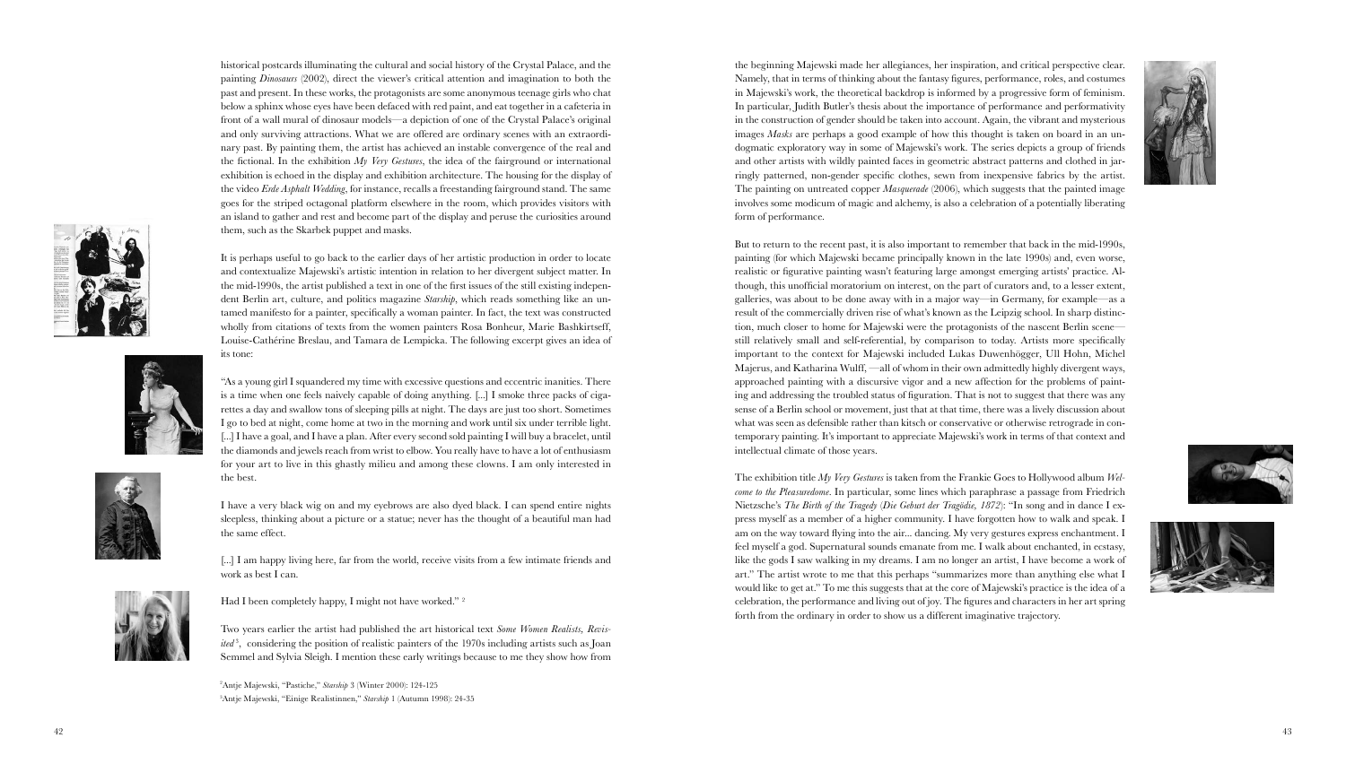historical postcards illuminating the cultural and social history of the Crystal Palace, and the painting *Dinosaurs* (2002), direct the viewer's critical attention and imagination to both the past and present. In these works, the protagonists are some anonymous teenage girls who chat below a sphinx whose eyes have been defaced with red paint, and eat together in a cafeteria in front of a wall mural of dinosaur models—a depiction of one of the Crystal Palace's original and only surviving attractions. What we are offered are ordinary scenes with an extraordinary past. By painting them, the artist has achieved an instable convergence of the real and the fictional. In the exhibition *My Very Gestures*, the idea of the fairground or international exhibition is echoed in the display and exhibition architecture. The housing for the display of the video *Erde Asphalt Wedding*, for instance, recalls a freestanding fairground stand. The same goes for the striped octagonal platform elsewhere in the room, which provides visitors with an island to gather and rest and become part of the display and peruse the curiosities around them, such as the Skarbek puppet and masks.

It is perhaps useful to go back to the earlier days of her artistic production in order to locate and contextualize Majewski's artistic intention in relation to her divergent subject matter. In the mid-1990s, the artist published a text in one of the first issues of the still existing independent Berlin art, culture, and politics magazine *Starship*, which reads something like an untamed manifesto for a painter, specifically a woman painter. In fact, the text was constructed wholly from citations of texts from the women painters Rosa Bonheur, Marie Bashkirtseff, Louise-Cathérine Breslau, and Tamara de Lempicka. The following excerpt gives an idea of its tone:

"As a young girl I squandered my time with excessive questions and eccentric inanities. There is a time when one feels naively capable of doing anything. [...] I smoke three packs of cigarettes a day and swallow tons of sleeping pills at night. The days are just too short. Sometimes I go to bed at night, come home at two in the morning and work until six under terrible light. [...] I have a goal, and I have a plan. After every second sold painting I will buy a bracelet, until the diamonds and jewels reach from wrist to elbow. You really have to have a lot of enthusiasm for your art to live in this ghastly milieu and among these clowns. I am only interested in the best.

I have a very black wig on and my eyebrows are also dyed black. I can spend entire nights sleepless, thinking about a picture or a statue; never has the thought of a beautiful man had the same effect.

[...] I am happy living here, far from the world, receive visits from a few intimate friends and work as best I can.

Had I been completely happy, I might not have worked." [2]

Two years earlier the artist had published the art historical text *Some Women Realists, Revisited* [3], considering the position of realistic painters of the 1970s including artists such as Joan Semmel and Sylvia Sleigh. I mention these early writings because to me they show how from the beginning Majewski made her allegiances, her inspiration, and critical perspective clear. Namely, that in terms of thinking about the fantasy figures, performance, roles, and costumes in Majewski's work, the theoretical backdrop is informed by a progressive form of feminism. In particular, Judith Butler's thesis about the importance of performance and performativity in the construction of gender should be taken into account. Again, the vibrant and mysterious images *Masks* are perhaps a good example of how this thought is taken on board in an undogmatic exploratory way in some of Majewski's work. The series depicts a group of friends and other artists with wildly painted faces in geometric abstract patterns and clothed in jarringly patterned, non-gender specific clothes, sewn from inexpensive fabrics by the artist. The painting on untreated copper *Masquerade* (2006), which suggests that the painted image involves some modicum of magic and alchemy, is also a celebration of a potentially liberating form of performance.

But to return to the recent past, it is also important to remember that back in the mid-1990s, painting (for which Majewski became principally known in the late 1990s) and, even worse, realistic or figurative painting wasn't featuring large amongst emerging artists' practice. Although, this unofficial moratorium on interest, on the part of curators and, to a lesser extent, galleries, was about to be done away with in a major way—in Germany, for example—as a result of the commercially driven rise of what's known as the Leipzig school. In sharp distinction, much closer to home for Majewski were the protagonists of the nascent Berlin scene—still relatively small and self-referential, by comparison to today. Artists more specifically important to the context for Majewski included Lukas Duwenhögger, Ull Hohn, Michel Majerus, and Katharina Wulff, —all of whom in their own admittedly highly divergent ways, approached painting with a discursive vigor and a new affection for the problems of painting and addressing the troubled status of figuration. That is not to suggest that there was any sense of a Berlin school or movement, just that at that time, there was a lively discussion about what was seen as defensible rather than kitsch or conservative or otherwise retrograde in contemporary painting. It's important to appreciate Majewski's work in terms of that context and intellectual climate of those years.

The exhibition title *My Very Gestures* is taken from the Frankie Goes to Hollywood album *Welcome to the Pleasuredome*. In particular, some lines which paraphrase a passage from Friedrich Nietzsche's *The Birth of the Tragedy* (*Die Geburt der Tragödie, 1872*): "In song and in dance I express myself as a member of a higher community. I have forgotten how to walk and speak. I am on the way toward flying into the air... dancing. My very gestures express enchantment. I feel myself a god. Supernatural sounds emanate from me. I walk about enchanted, in ecstasy, like the gods I saw walking in my dreams. I am no longer an artist, I have become a work of art." The artist wrote to me that this perhaps "summarizes more than anything else what I would like to get at." To me this suggests that at the core of Majewski's practice is the idea of a celebration, the performance and living out of joy. The figures and characters in her art spring forth from the ordinary in order to show us a different imaginative trajectory.

[2] Antje Majewski, "Pastiche," *Starship* 3 (Winter 2000): 124-125

[3] Antje Majewski, "Einige Realistinnen," *Starship* 1 (Autumn 1998): 24-35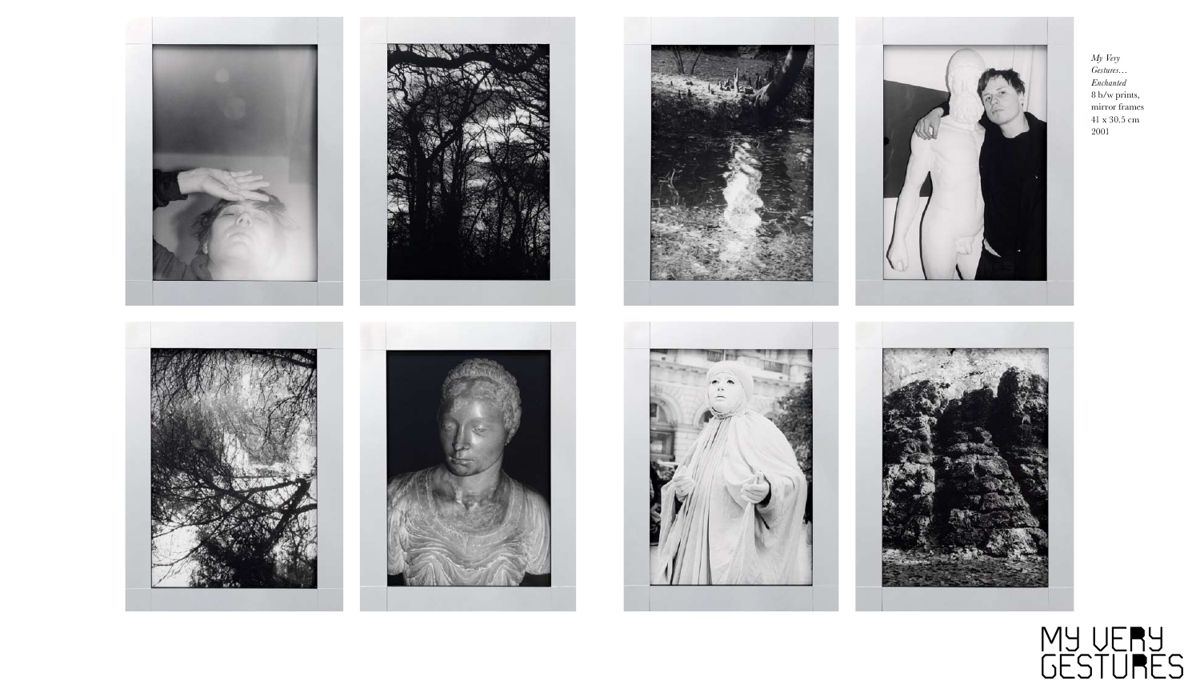*My Very Gestures… Enchanted*
8 b/w prints,
mirror frames
41 x 30.5 cm
2001

MY VERY GESTURES